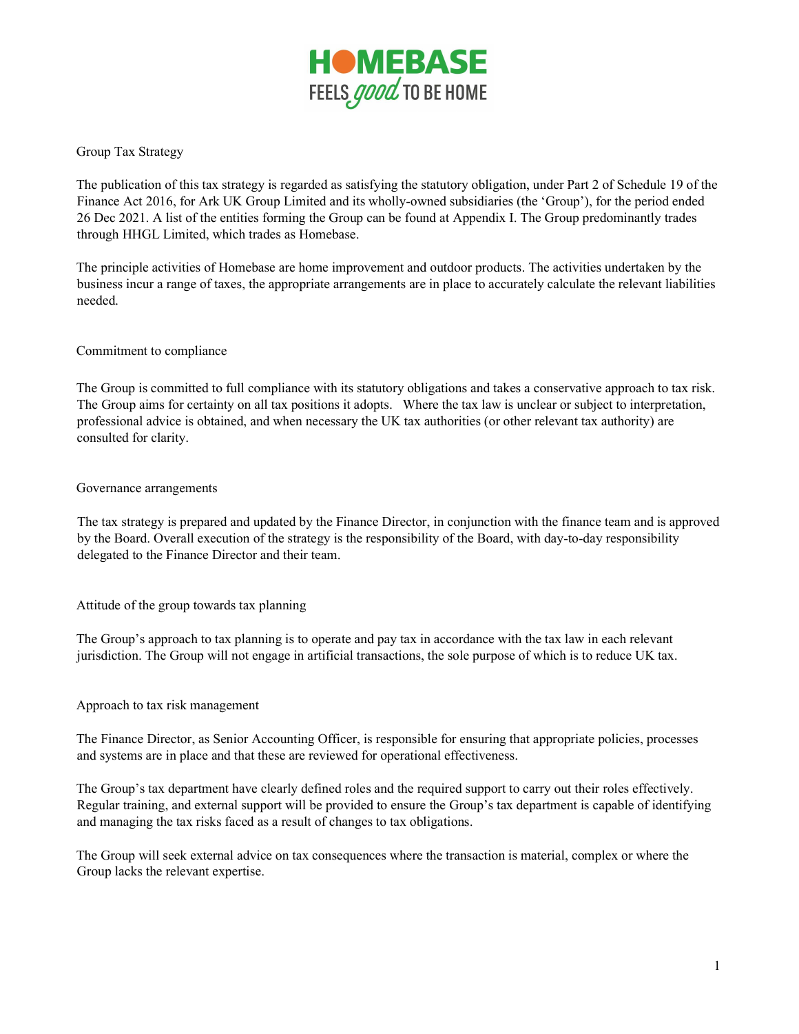HOMEBASE
FEELS *good* TO BE HOME

# Group Tax Strategy

The publication of this tax strategy is regarded as satisfying the statutory obligation, under Part 2 of Schedule 19 of the Finance Act 2016, for Ark UK Group Limited and its wholly-owned subsidiaries (the 'Group'), for the period ended 26 Dec 2021. A list of the entities forming the Group can be found at Appendix I. The Group predominantly trades through HHGL Limited, which trades as Homebase.

The principle activities of Homebase are home improvement and outdoor products. The activities undertaken by the business incur a range of taxes, the appropriate arrangements are in place to accurately calculate the relevant liabilities needed.

## Commitment to compliance

The Group is committed to full compliance with its statutory obligations and takes a conservative approach to tax risk. The Group aims for certainty on all tax positions it adopts. Where the tax law is unclear or subject to interpretation, professional advice is obtained, and when necessary the UK tax authorities (or other relevant tax authority) are consulted for clarity.

## Governance arrangements

The tax strategy is prepared and updated by the Finance Director, in conjunction with the finance team and is approved by the Board. Overall execution of the strategy is the responsibility of the Board, with day-to-day responsibility delegated to the Finance Director and their team.

## Attitude of the group towards tax planning

The Group's approach to tax planning is to operate and pay tax in accordance with the tax law in each relevant jurisdiction. The Group will not engage in artificial transactions, the sole purpose of which is to reduce UK tax.

## Approach to tax risk management

The Finance Director, as Senior Accounting Officer, is responsible for ensuring that appropriate policies, processes and systems are in place and that these are reviewed for operational effectiveness.

The Group's tax department have clearly defined roles and the required support to carry out their roles effectively. Regular training, and external support will be provided to ensure the Group's tax department is capable of identifying and managing the tax risks faced as a result of changes to tax obligations.

The Group will seek external advice on tax consequences where the transaction is material, complex or where the Group lacks the relevant expertise.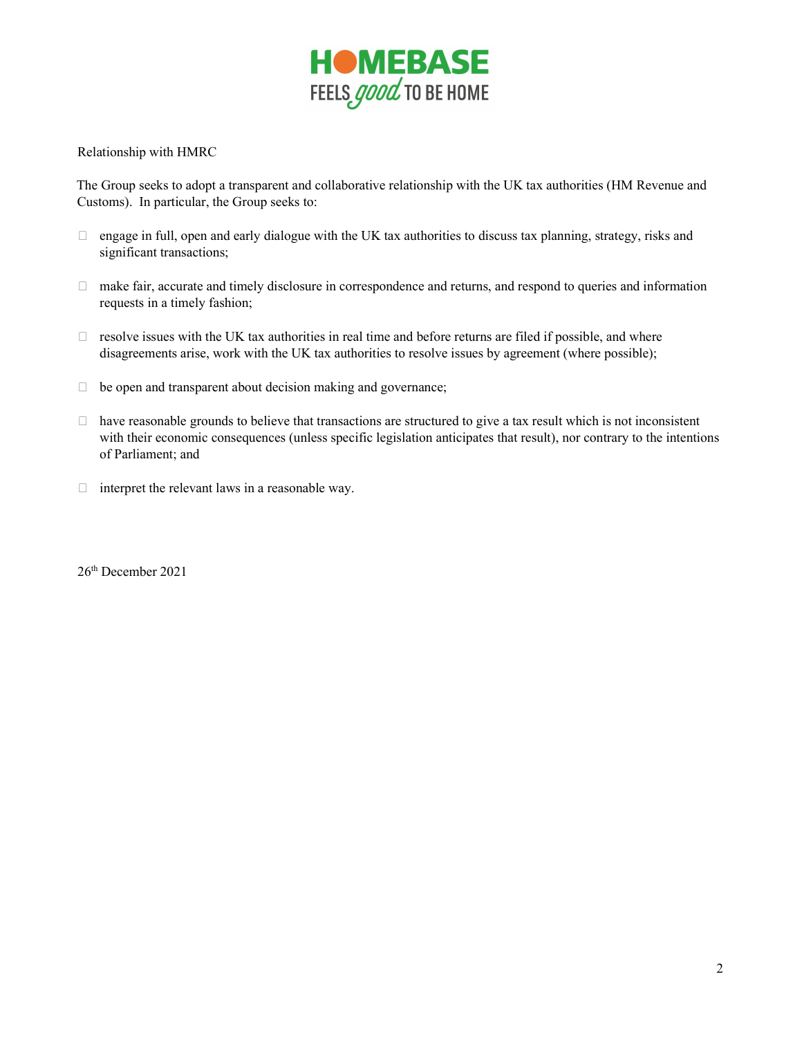Relationship with HMRC

The Group seeks to adopt a transparent and collaborative relationship with the UK tax authorities (HM Revenue and Customs). In particular, the Group seeks to:

- engage in full, open and early dialogue with the UK tax authorities to discuss tax planning, strategy, risks and significant transactions;
- make fair, accurate and timely disclosure in correspondence and returns, and respond to queries and information requests in a timely fashion;
- resolve issues with the UK tax authorities in real time and before returns are filed if possible, and where disagreements arise, work with the UK tax authorities to resolve issues by agreement (where possible);
- be open and transparent about decision making and governance;
- have reasonable grounds to believe that transactions are structured to give a tax result which is not inconsistent with their economic consequences (unless specific legislation anticipates that result), nor contrary to the intentions of Parliament; and
- interpret the relevant laws in a reasonable way.

26th December 2021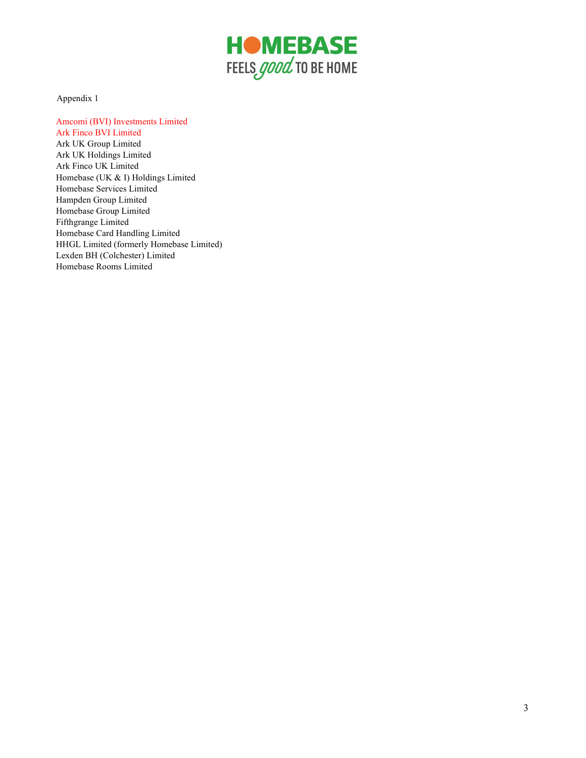Appendix 1

Amcomi (BVI) Investments Limited
Ark Finco BVI Limited
Ark UK Group Limited
Ark UK Holdings Limited
Ark Finco UK Limited
Homebase (UK & I) Holdings Limited
Homebase Services Limited
Hampden Group Limited
Homebase Group Limited
Fifthgrange Limited
Homebase Card Handling Limited
HHGL Limited (formerly Homebase Limited)
Lexden BH (Colchester) Limited
Homebase Rooms Limited